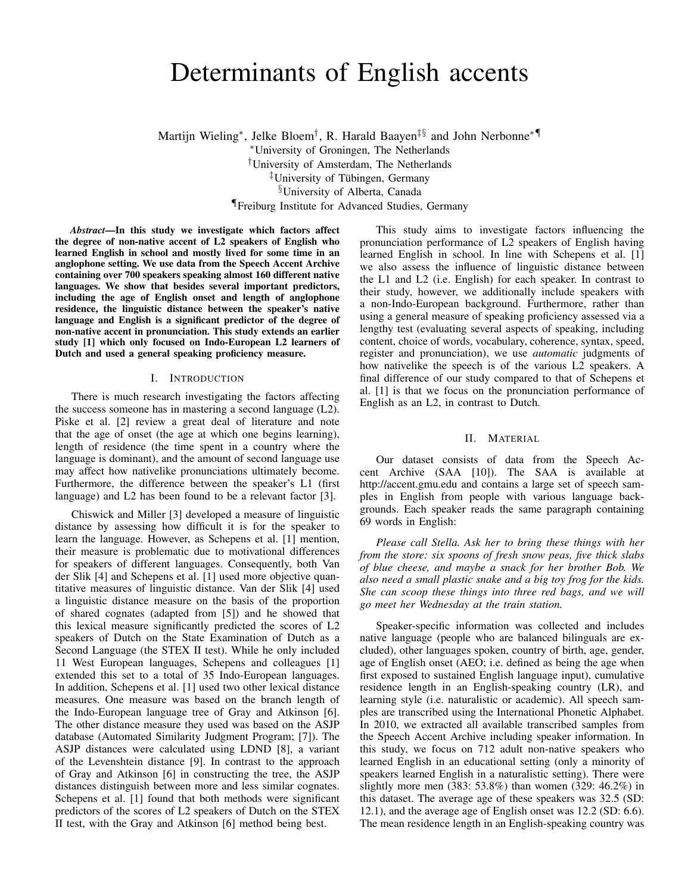# Determinants of English accents

Martijn Wieling*, Jelke Bloem†, R. Harald Baayen‡§ and John Nerbonne*¶

*University of Groningen, The Netherlands

†University of Amsterdam, The Netherlands

‡University of Tübingen, Germany

§University of Alberta, Canada

¶Freiburg Institute for Advanced Studies, Germany

***Abstract*—In this study we investigate which factors affect the degree of non-native accent of L2 speakers of English who learned English in school and mostly lived for some time in an anglophone setting. We use data from the Speech Accent Archive containing over 700 speakers speaking almost 160 different native languages. We show that besides several important predictors, including the age of English onset and length of anglophone residence, the linguistic distance between the speaker's native language and English is a significant predictor of the degree of non-native accent in pronunciation. This study extends an earlier study [1] which only focused on Indo-European L2 learners of Dutch and used a general speaking proficiency measure.**

## I. Introduction

There is much research investigating the factors affecting the success someone has in mastering a second language (L2). Piske et al. [2] review a great deal of literature and note that the age of onset (the age at which one begins learning), length of residence (the time spent in a country where the language is dominant), and the amount of second language use may affect how nativelike pronunciations ultimately become. Furthermore, the difference between the speaker's L1 (first language) and L2 has been found to be a relevant factor [3].

Chiswick and Miller [3] developed a measure of linguistic distance by assessing how difficult it is for the speaker to learn the language. However, as Schepens et al. [1] mention, their measure is problematic due to motivational differences for speakers of different languages. Consequently, both Van der Slik [4] and Schepens et al. [1] used more objective quantitative measures of linguistic distance. Van der Slik [4] used a linguistic distance measure on the basis of the proportion of shared cognates (adapted from [5]) and he showed that this lexical measure significantly predicted the scores of L2 speakers of Dutch on the State Examination of Dutch as a Second Language (the STEX II test). While he only included 11 West European languages, Schepens and colleagues [1] extended this set to a total of 35 Indo-European languages. In addition, Schepens et al. [1] used two other lexical distance measures. One measure was based on the branch length of the Indo-European language tree of Gray and Atkinson [6]. The other distance measure they used was based on the ASJP database (Automated Similarity Judgment Program; [7]). The ASJP distances were calculated using LDND [8], a variant of the Levenshtein distance [9]. In contrast to the approach of Gray and Atkinson [6] in constructing the tree, the ASJP distances distinguish between more and less similar cognates. Schepens et al. [1] found that both methods were significant predictors of the scores of L2 speakers of Dutch on the STEX II test, with the Gray and Atkinson [6] method being best.

This study aims to investigate factors influencing the pronunciation performance of L2 speakers of English having learned English in school. In line with Schepens et al. [1] we also assess the influence of linguistic distance between the L1 and L2 (i.e. English) for each speaker. In contrast to their study, however, we additionally include speakers with a non-Indo-European background. Furthermore, rather than using a general measure of speaking proficiency assessed via a lengthy test (evaluating several aspects of speaking, including content, choice of words, vocabulary, coherence, syntax, speed, register and pronunciation), we use *automatic* judgments of how nativelike the speech is of the various L2 speakers. A final difference of our study compared to that of Schepens et al. [1] is that we focus on the pronunciation performance of English as an L2, in contrast to Dutch.

## II. Material

Our dataset consists of data from the Speech Accent Archive (SAA [10]). The SAA is available at http://accent.gmu.edu and contains a large set of speech samples in English from people with various language backgrounds. Each speaker reads the same paragraph containing 69 words in English:

*Please call Stella. Ask her to bring these things with her from the store: six spoons of fresh snow peas, five thick slabs of blue cheese, and maybe a snack for her brother Bob. We also need a small plastic snake and a big toy frog for the kids. She can scoop these things into three red bags, and we will go meet her Wednesday at the train station.*

Speaker-specific information was collected and includes native language (people who are balanced bilinguals are excluded), other languages spoken, country of birth, age, gender, age of English onset (AEO; i.e. defined as being the age when first exposed to sustained English language input), cumulative residence length in an English-speaking country (LR), and learning style (i.e. naturalistic or academic). All speech samples are transcribed using the International Phonetic Alphabet. In 2010, we extracted all available transcribed samples from the Speech Accent Archive including speaker information. In this study, we focus on 712 adult non-native speakers who learned English in an educational setting (only a minority of speakers learned English in a naturalistic setting). There were slightly more men (383: 53.8%) than women (329: 46.2%) in this dataset. The average age of these speakers was 32.5 (SD: 12.1), and the average age of English onset was 12.2 (SD: 6.6). The mean residence length in an English-speaking country was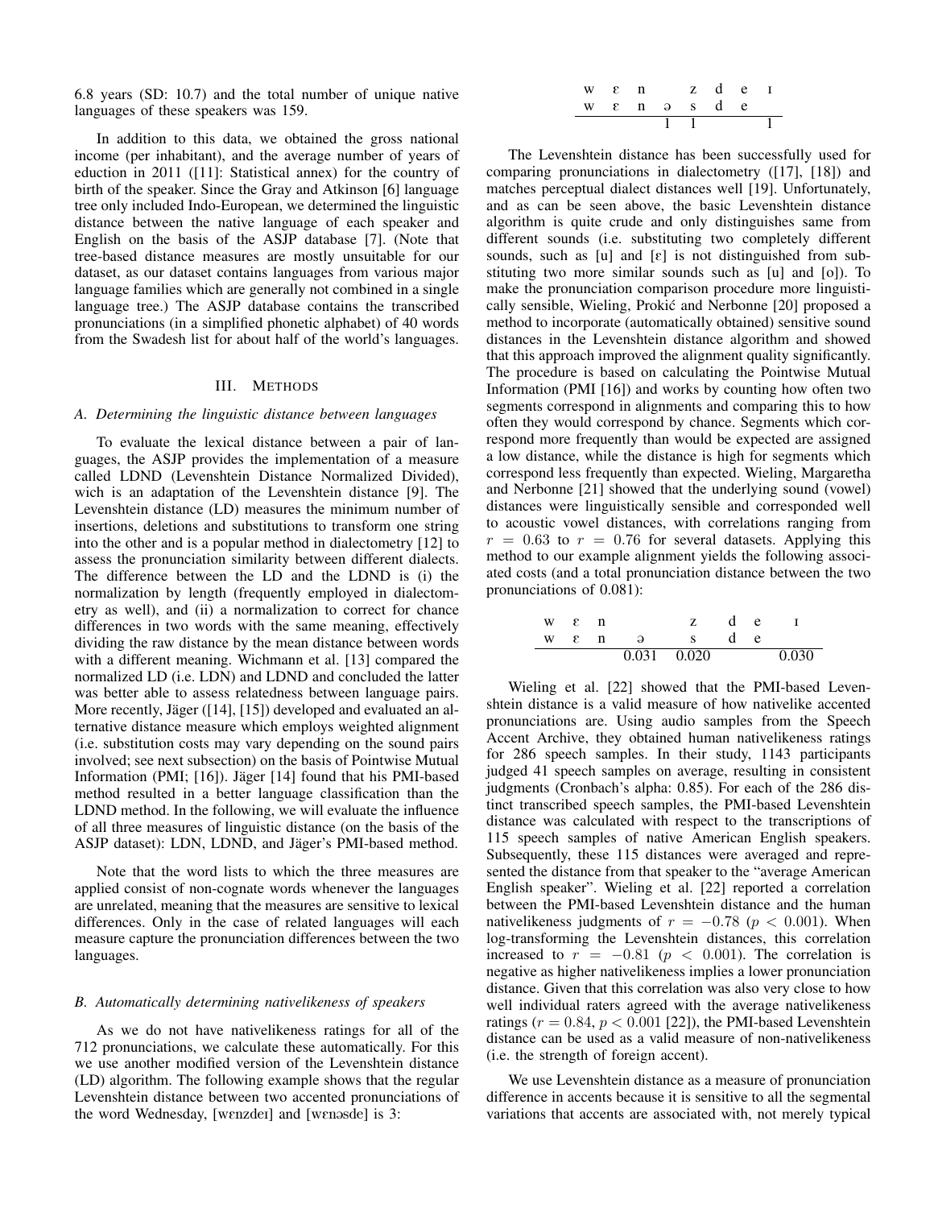6.8 years (SD: 10.7) and the total number of unique native languages of these speakers was 159.

In addition to this data, we obtained the gross national income (per inhabitant), and the average number of years of eduction in 2011 ([11]: Statistical annex) for the country of birth of the speaker. Since the Gray and Atkinson [6] language tree only included Indo-European, we determined the linguistic distance between the native language of each speaker and English on the basis of the ASJP database [7]. (Note that tree-based distance measures are mostly unsuitable for our dataset, as our dataset contains languages from various major language families which are generally not combined in a single language tree.) The ASJP database contains the transcribed pronunciations (in a simplified phonetic alphabet) of 40 words from the Swadesh list for about half of the world's languages.

## III. Methods

### A. Determining the linguistic distance between languages

To evaluate the lexical distance between a pair of languages, the ASJP provides the implementation of a measure called LDND (Levenshtein Distance Normalized Divided), wich is an adaptation of the Levenshtein distance [9]. The Levenshtein distance (LD) measures the minimum number of insertions, deletions and substitutions to transform one string into the other and is a popular method in dialectometry [12] to assess the pronunciation similarity between different dialects. The difference between the LD and the LDND is (i) the normalization by length (frequently employed in dialectometry as well), and (ii) a normalization to correct for chance differences in two words with the same meaning, effectively dividing the raw distance by the mean distance between words with a different meaning. Wichmann et al. [13] compared the normalized LD (i.e. LDN) and LDND and concluded the latter was better able to assess relatedness between language pairs. More recently, Jäger ([14], [15]) developed and evaluated an alternative distance measure which employs weighted alignment (i.e. substitution costs may vary depending on the sound pairs involved; see next subsection) on the basis of Pointwise Mutual Information (PMI; [16]). Jäger [14] found that his PMI-based method resulted in a better language classification than the LDND method. In the following, we will evaluate the influence of all three measures of linguistic distance (on the basis of the ASJP dataset): LDN, LDND, and Jäger's PMI-based method.

Note that the word lists to which the three measures are applied consist of non-cognate words whenever the languages are unrelated, meaning that the measures are sensitive to lexical differences. Only in the case of related languages will each measure capture the pronunciation differences between the two languages.

### B. Automatically determining nativelikeness of speakers

As we do not have nativelikeness ratings for all of the 712 pronunciations, we calculate these automatically. For this we use another modified version of the Levenshtein distance (LD) algorithm. The following example shows that the regular Levenshtein distance between two accented pronunciations of the word Wednesday, [wɛnzdeɪ] and [wɛnəsde] is 3:

| w | ɛ | n | | z | d | e | ɪ |
|---|---|---|---|---|---|---|---|
| w | ɛ | n | ə | s | d | e | |
| | | | 1 | 1 | | | 1 |

The Levenshtein distance has been successfully used for comparing pronunciations in dialectometry ([17], [18]) and matches perceptual dialect distances well [19]. Unfortunately, and as can be seen above, the basic Levenshtein distance algorithm is quite crude and only distinguishes same from different sounds (i.e. substituting two completely different sounds, such as [u] and [ɛ] is not distinguished from substituting two more similar sounds such as [u] and [o]). To make the pronunciation comparison procedure more linguistically sensible, Wieling, Prokić and Nerbonne [20] proposed a method to incorporate (automatically obtained) sensitive sound distances in the Levenshtein distance algorithm and showed that this approach improved the alignment quality significantly. The procedure is based on calculating the Pointwise Mutual Information (PMI [16]) and works by counting how often two segments correspond in alignments and comparing this to how often they would correspond by chance. Segments which correspond more frequently than would be expected are assigned a low distance, while the distance is high for segments which correspond less frequently than expected. Wieling, Margaretha and Nerbonne [21] showed that the underlying sound (vowel) distances were linguistically sensible and corresponded well to acoustic vowel distances, with correlations ranging from $r = 0.63$ to $r = 0.76$ for several datasets. Applying this method to our example alignment yields the following associated costs (and a total pronunciation distance between the two pronunciations of 0.081):

| w | ɛ | n | | z | d | e | ɪ |
|---|---|---|---|---|---|---|---|
| w | ɛ | n | ə | s | d | e | |
| | | | 0.031 | 0.020 | | | 0.030 |

Wieling et al. [22] showed that the PMI-based Levenshtein distance is a valid measure of how nativelike accented pronunciations are. Using audio samples from the Speech Accent Archive, they obtained human nativelikeness ratings for 286 speech samples. In their study, 1143 participants judged 41 speech samples on average, resulting in consistent judgments (Cronbach's alpha: 0.85). For each of the 286 distinct transcribed speech samples, the PMI-based Levenshtein distance was calculated with respect to the transcriptions of 115 speech samples of native American English speakers. Subsequently, these 115 distances were averaged and represented the distance from that speaker to the "average American English speaker". Wieling et al. [22] reported a correlation between the PMI-based Levenshtein distance and the human nativelikeness judgments of $r = -0.78$ ($p < 0.001$). When log-transforming the Levenshtein distances, this correlation increased to $r = -0.81$ ($p < 0.001$). The correlation is negative as higher nativelikeness implies a lower pronunciation distance. Given that this correlation was also very close to how well individual raters agreed with the average nativelikeness ratings ($r = 0.84$, $p < 0.001$ [22]), the PMI-based Levenshtein distance can be used as a valid measure of non-nativelikeness (i.e. the strength of foreign accent).

We use Levenshtein distance as a measure of pronunciation difference in accents because it is sensitive to all the segmental variations that accents are associated with, not merely typical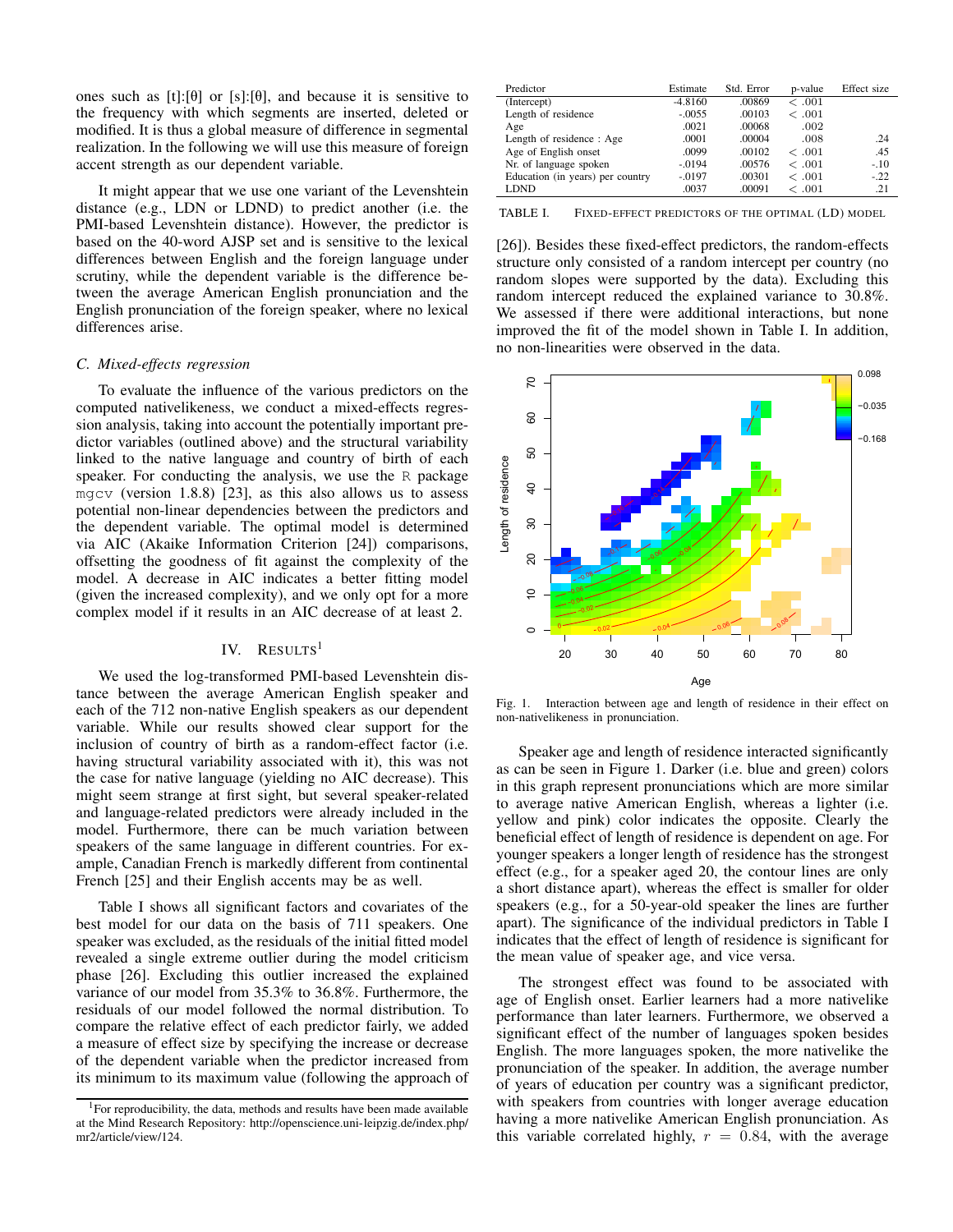ones such as [t]:[θ] or [s]:[θ], and because it is sensitive to the frequency with which segments are inserted, deleted or modified. It is thus a global measure of difference in segmental realization. In the following we will use this measure of foreign accent strength as our dependent variable.

It might appear that we use one variant of the Levenshtein distance (e.g., LDN or LDND) to predict another (i.e. the PMI-based Levenshtein distance). However, the predictor is based on the 40-word AJSP set and is sensitive to the lexical differences between English and the foreign language under scrutiny, while the dependent variable is the difference between the average American English pronunciation and the English pronunciation of the foreign speaker, where no lexical differences arise.

### C. Mixed-effects regression

To evaluate the influence of the various predictors on the computed nativelikeness, we conduct a mixed-effects regression analysis, taking into account the potentially important predictor variables (outlined above) and the structural variability linked to the native language and country of birth of each speaker. For conducting the analysis, we use the R package `mgcv` (version 1.8.8) [23], as this also allows us to assess potential non-linear dependencies between the predictors and the dependent variable. The optimal model is determined via AIC (Akaike Information Criterion [24]) comparisons, offsetting the goodness of fit against the complexity of the model. A decrease in AIC indicates a better fitting model (given the increased complexity), and we only opt for a more complex model if it results in an AIC decrease of at least 2.

## IV. Results[1]

We used the log-transformed PMI-based Levenshtein distance between the average American English speaker and each of the 712 non-native English speakers as our dependent variable. While our results showed clear support for the inclusion of country of birth as a random-effect factor (i.e. having structural variability associated with it), this was not the case for native language (yielding no AIC decrease). This might seem strange at first sight, but several speaker-related and language-related predictors were already included in the model. Furthermore, there can be much variation between speakers of the same language in different countries. For example, Canadian French is markedly different from continental French [25] and their English accents may be as well.

Table I shows all significant factors and covariates of the best model for our data on the basis of 711 speakers. One speaker was excluded, as the residuals of the initial fitted model revealed a single extreme outlier during the model criticism phase [26]. Excluding this outlier increased the explained variance of our model from 35.3% to 36.8%. Furthermore, the residuals of our model followed the normal distribution. To compare the relative effect of each predictor fairly, we added a measure of effect size by specifying the increase or decrease of the dependent variable when the predictor increased from its minimum to its maximum value (following the approach of [26]). Besides these fixed-effect predictors, the random-effects structure only consisted of a random intercept per country (no random slopes were supported by the data). Excluding this random intercept reduced the explained variance to 30.8%. We assessed if there were additional interactions, but none improved the fit of the model shown in Table I. In addition, no non-linearities were observed in the data.

| Predictor | Estimate | Std. Error | p-value | Effect size |
|---|---|---|---|---|
| (Intercept) | -4.8160 | .00869 | < .001 | |
| Length of residence | -.0055 | .00103 | < .001 | |
| Age | .0021 | .00068 | .002 | |
| Length of residence : Age | .0001 | .00004 | .008 | .24 |
| Age of English onset | .0099 | .00102 | < .001 | .45 |
| Nr. of language spoken | -.0194 | .00576 | < .001 | -.10 |
| Education (in years) per country | -.0197 | .00301 | < .001 | -.22 |
| LDND | .0037 | .00091 | < .001 | .21 |

TABLE I. Fixed-effect predictors of the optimal (LD) model

Fig. 1. Interaction between age and length of residence in their effect on non-nativelikeness in pronunciation.

Speaker age and length of residence interacted significantly as can be seen in Figure 1. Darker (i.e. blue and green) colors in this graph represent pronunciations which are more similar to average native American English, whereas a lighter (i.e. yellow and pink) color indicates the opposite. Clearly the beneficial effect of length of residence is dependent on age. For younger speakers a longer length of residence has the strongest effect (e.g., for a speaker aged 20, the contour lines are only a short distance apart), whereas the effect is smaller for older speakers (e.g., for a 50-year-old speaker the lines are further apart). The significance of the individual predictors in Table I indicates that the effect of length of residence is significant for the mean value of speaker age, and vice versa.

The strongest effect was found to be associated with age of English onset. Earlier learners had a more nativelike performance than later learners. Furthermore, we observed a significant effect of the number of languages spoken besides English. The more languages spoken, the more nativelike the pronunciation of the speaker. In addition, the average number of years of education per country was a significant predictor, with speakers from countries with longer average education having a more nativelike American English pronunciation. As this variable correlated highly, $r = 0.84$, with the average

[1] For reproducibility, the data, methods and results have been made available at the Mind Research Repository: http://openscience.uni-leipzig.de/index.php/mr2/article/view/124.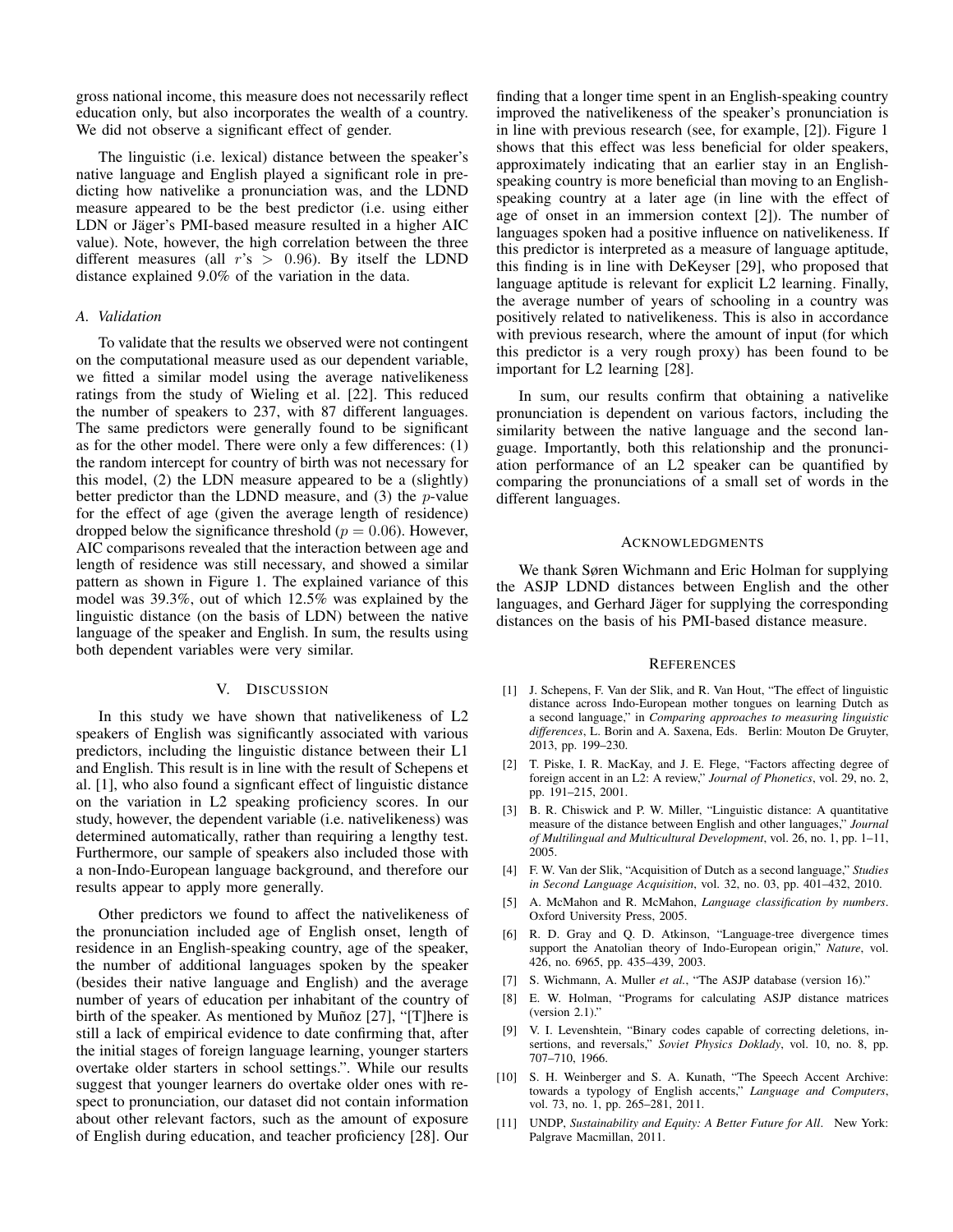gross national income, this measure does not necessarily reflect education only, but also incorporates the wealth of a country. We did not observe a significant effect of gender.

The linguistic (i.e. lexical) distance between the speaker's native language and English played a significant role in predicting how nativelike a pronunciation was, and the LDND measure appeared to be the best predictor (i.e. using either LDN or Jäger's PMI-based measure resulted in a higher AIC value). Note, however, the high correlation between the three different measures (all $r$'s $> 0.96$). By itself the LDND distance explained 9.0% of the variation in the data.

### A. Validation

To validate that the results we observed were not contingent on the computational measure used as our dependent variable, we fitted a similar model using the average nativelikeness ratings from the study of Wieling et al. [22]. This reduced the number of speakers to 237, with 87 different languages. The same predictors were generally found to be significant as for the other model. There were only a few differences: (1) the random intercept for country of birth was not necessary for this model, (2) the LDN measure appeared to be a (slightly) better predictor than the LDND measure, and (3) the $p$-value for the effect of age (given the average length of residence) dropped below the significance threshold ($p = 0.06$). However, AIC comparisons revealed that the interaction between age and length of residence was still necessary, and showed a similar pattern as shown in Figure 1. The explained variance of this model was 39.3%, out of which 12.5% was explained by the linguistic distance (on the basis of LDN) between the native language of the speaker and English. In sum, the results using both dependent variables were very similar.

## V. Discussion

In this study we have shown that nativelikeness of L2 speakers of English was significantly associated with various predictors, including the linguistic distance between their L1 and English. This result is in line with the result of Schepens et al. [1], who also found a signficant effect of linguistic distance on the variation in L2 speaking proficiency scores. In our study, however, the dependent variable (i.e. nativelikeness) was determined automatically, rather than requiring a lengthy test. Furthermore, our sample of speakers also included those with a non-Indo-European language background, and therefore our results appear to apply more generally.

Other predictors we found to affect the nativelikeness of the pronunciation included age of English onset, length of residence in an English-speaking country, age of the speaker, the number of additional languages spoken by the speaker (besides their native language and English) and the average number of years of education per inhabitant of the country of birth of the speaker. As mentioned by Muñoz [27], "[T]here is still a lack of empirical evidence to date confirming that, after the initial stages of foreign language learning, younger starters overtake older starters in school settings.". While our results suggest that younger learners do overtake older ones with respect to pronunciation, our dataset did not contain information about other relevant factors, such as the amount of exposure of English during education, and teacher proficiency [28]. Our finding that a longer time spent in an English-speaking country improved the nativelikeness of the speaker's pronunciation is in line with previous research (see, for example, [2]). Figure 1 shows that this effect was less beneficial for older speakers, approximately indicating that an earlier stay in an English-speaking country is more beneficial than moving to an English-speaking country at a later age (in line with the effect of age of onset in an immersion context [2]). The number of languages spoken had a positive influence on nativelikeness. If this predictor is interpreted as a measure of language aptitude, this finding is in line with DeKeyser [29], who proposed that language aptitude is relevant for explicit L2 learning. Finally, the average number of years of schooling in a country was positively related to nativelikeness. This is also in accordance with previous research, where the amount of input (for which this predictor is a very rough proxy) has been found to be important for L2 learning [28].

In sum, our results confirm that obtaining a nativelike pronunciation is dependent on various factors, including the similarity between the native language and the second language. Importantly, both this relationship and the pronunciation performance of an L2 speaker can be quantified by comparing the pronunciations of a small set of words in the different languages.

## Acknowledgments

We thank Søren Wichmann and Eric Holman for supplying the ASJP LDND distances between English and the other languages, and Gerhard Jäger for supplying the corresponding distances on the basis of his PMI-based distance measure.

## References

[1] J. Schepens, F. Van der Slik, and R. Van Hout, "The effect of linguistic distance across Indo-European mother tongues on learning Dutch as a second language," in *Comparing approaches to measuring linguistic differences*, L. Borin and A. Saxena, Eds. Berlin: Mouton De Gruyter, 2013, pp. 199–230.

[2] T. Piske, I. R. MacKay, and J. E. Flege, "Factors affecting degree of foreign accent in an L2: A review," *Journal of Phonetics*, vol. 29, no. 2, pp. 191–215, 2001.

[3] B. R. Chiswick and P. W. Miller, "Linguistic distance: A quantitative measure of the distance between English and other languages," *Journal of Multilingual and Multicultural Development*, vol. 26, no. 1, pp. 1–11, 2005.

[4] F. W. Van der Slik, "Acquisition of Dutch as a second language," *Studies in Second Language Acquisition*, vol. 32, no. 03, pp. 401–432, 2010.

[5] A. McMahon and R. McMahon, *Language classification by numbers*. Oxford University Press, 2005.

[6] R. D. Gray and Q. D. Atkinson, "Language-tree divergence times support the Anatolian theory of Indo-European origin," *Nature*, vol. 426, no. 6965, pp. 435–439, 2003.

[7] S. Wichmann, A. Muller *et al.*, "The ASJP database (version 16)."

[8] E. W. Holman, "Programs for calculating ASJP distance matrices (version 2.1)."

[9] V. I. Levenshtein, "Binary codes capable of correcting deletions, insertions, and reversals," *Soviet Physics Doklady*, vol. 10, no. 8, pp. 707–710, 1966.

[10] S. H. Weinberger and S. A. Kunath, "The Speech Accent Archive: towards a typology of English accents," *Language and Computers*, vol. 73, no. 1, pp. 265–281, 2011.

[11] UNDP, *Sustainability and Equity: A Better Future for All*. New York: Palgrave Macmillan, 2011.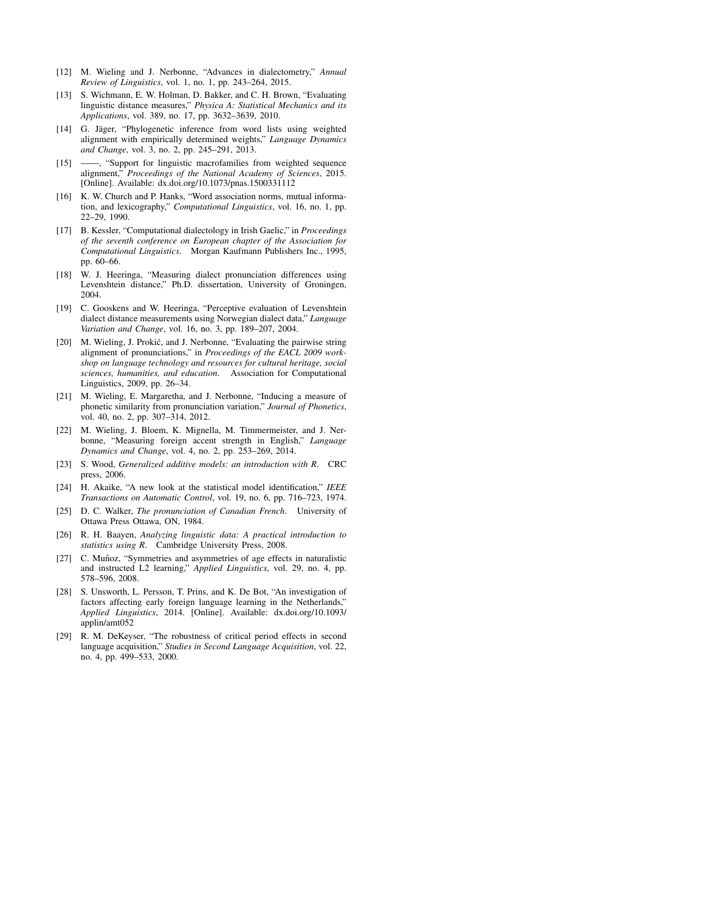[12] M. Wieling and J. Nerbonne, "Advances in dialectometry," *Annual Review of Linguistics*, vol. 1, no. 1, pp. 243–264, 2015.

[13] S. Wichmann, E. W. Holman, D. Bakker, and C. H. Brown, "Evaluating linguistic distance measures," *Physica A: Statistical Mechanics and its Applications*, vol. 389, no. 17, pp. 3632–3639, 2010.

[14] G. Jäger, "Phylogenetic inference from word lists using weighted alignment with empirically determined weights," *Language Dynamics and Change*, vol. 3, no. 2, pp. 245–291, 2013.

[15] ——, "Support for linguistic macrofamilies from weighted sequence alignment," *Proceedings of the National Academy of Sciences*, 2015. [Online]. Available: dx.doi.org/10.1073/pnas.1500331112

[16] K. W. Church and P. Hanks, "Word association norms, mutual information, and lexicography," *Computational Linguistics*, vol. 16, no. 1, pp. 22–29, 1990.

[17] B. Kessler, "Computational dialectology in Irish Gaelic," in *Proceedings of the seventh conference on European chapter of the Association for Computational Linguistics*. Morgan Kaufmann Publishers Inc., 1995, pp. 60–66.

[18] W. J. Heeringa, "Measuring dialect pronunciation differences using Levenshtein distance," Ph.D. dissertation, University of Groningen, 2004.

[19] C. Gooskens and W. Heeringa, "Perceptive evaluation of Levenshtein dialect distance measurements using Norwegian dialect data," *Language Variation and Change*, vol. 16, no. 3, pp. 189–207, 2004.

[20] M. Wieling, J. Prokić, and J. Nerbonne, "Evaluating the pairwise string alignment of pronunciations," in *Proceedings of the EACL 2009 workshop on language technology and resources for cultural heritage, social sciences, humanities, and education*. Association for Computational Linguistics, 2009, pp. 26–34.

[21] M. Wieling, E. Margaretha, and J. Nerbonne, "Inducing a measure of phonetic similarity from pronunciation variation," *Journal of Phonetics*, vol. 40, no. 2, pp. 307–314, 2012.

[22] M. Wieling, J. Bloem, K. Mignella, M. Timmermeister, and J. Nerbonne, "Measuring foreign accent strength in English," *Language Dynamics and Change*, vol. 4, no. 2, pp. 253–269, 2014.

[23] S. Wood, *Generalized additive models: an introduction with R*. CRC press, 2006.

[24] H. Akaike, "A new look at the statistical model identification," *IEEE Transactions on Automatic Control*, vol. 19, no. 6, pp. 716–723, 1974.

[25] D. C. Walker, *The pronunciation of Canadian French*. University of Ottawa Press Ottawa, ON, 1984.

[26] R. H. Baayen, *Analyzing linguistic data: A practical introduction to statistics using R*. Cambridge University Press, 2008.

[27] C. Muñoz, "Symmetries and asymmetries of age effects in naturalistic and instructed L2 learning," *Applied Linguistics*, vol. 29, no. 4, pp. 578–596, 2008.

[28] S. Unsworth, L. Persson, T. Prins, and K. De Bot, "An investigation of factors affecting early foreign language learning in the Netherlands," *Applied Linguistics*, 2014. [Online]. Available: dx.doi.org/10.1093/applin/amt052

[29] R. M. DeKeyser, "The robustness of critical period effects in second language acquisition," *Studies in Second Language Acquisition*, vol. 22, no. 4, pp. 499–533, 2000.